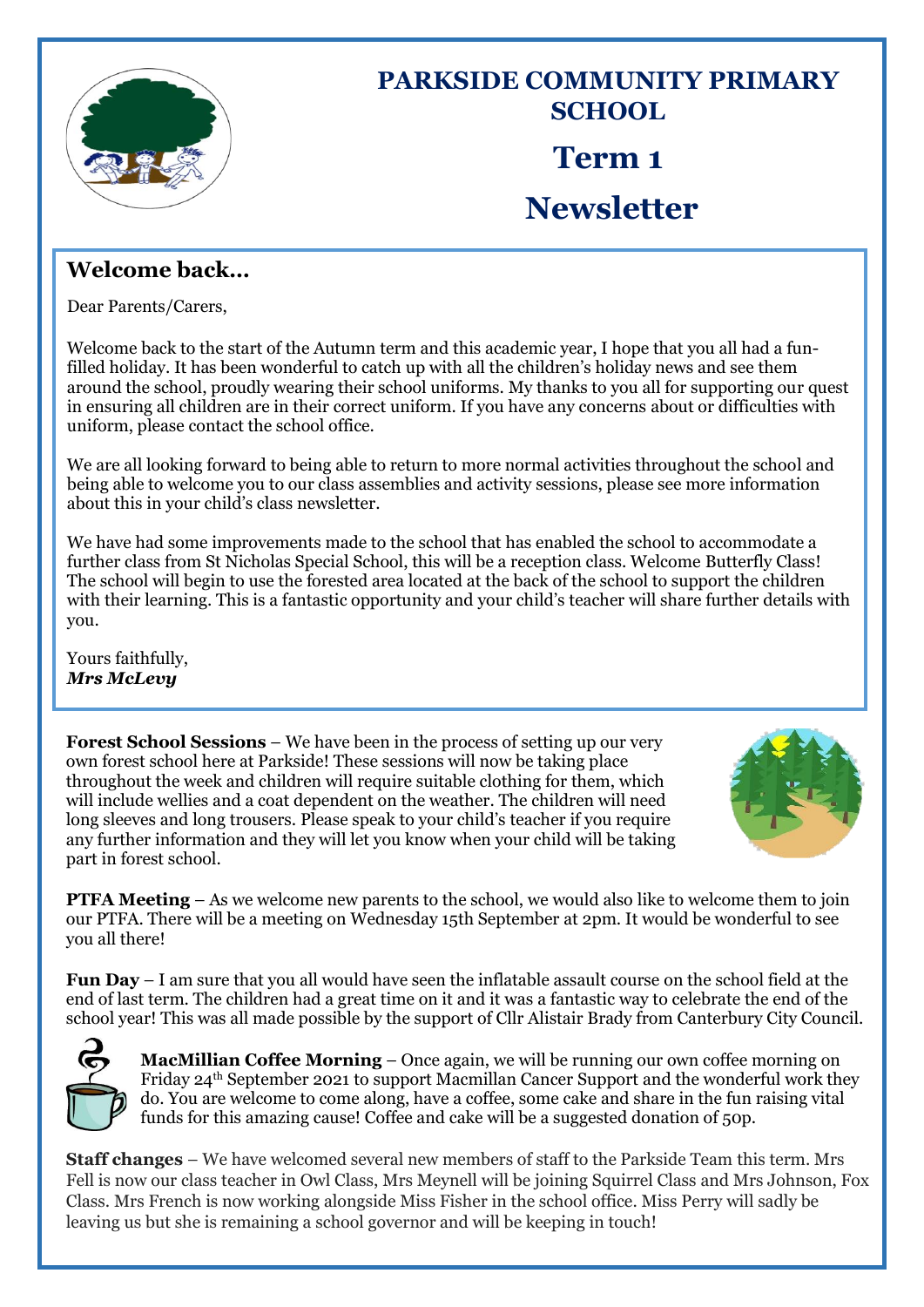# PARKSIDE COMMUNITY PRIMARY SCHOOL

# Term 1

# Newsletter

## Welcome back…

Dear Parents/Carers,

Welcome back to the start of the Autumn term and this academic year, I hope that you all had a fun-filled holiday. It has been wonderful to catch up with all the children's holiday news and see them around the school, proudly wearing their school uniforms. My thanks to you all for supporting our quest in ensuring all children are in their correct uniform. If you have any concerns about or difficulties with uniform, please contact the school office.

We are all looking forward to being able to return to more normal activities throughout the school and being able to welcome you to our class assemblies and activity sessions, please see more information about this in your child's class newsletter.

We have had some improvements made to the school that has enabled the school to accommodate a further class from St Nicholas Special School, this will be a reception class. Welcome Butterfly Class! The school will begin to use the forested area located at the back of the school to support the children with their learning. This is a fantastic opportunity and your child's teacher will share further details with you.

Yours faithfully,
***Mrs McLevy***

**Forest School Sessions** – We have been in the process of setting up our very own forest school here at Parkside! These sessions will now be taking place throughout the week and children will require suitable clothing for them, which will include wellies and a coat dependent on the weather. The children will need long sleeves and long trousers. Please speak to your child's teacher if you require any further information and they will let you know when your child will be taking part in forest school.

**PTFA Meeting** – As we welcome new parents to the school, we would also like to welcome them to join our PTFA. There will be a meeting on Wednesday 15th September at 2pm. It would be wonderful to see you all there!

**Fun Day** – I am sure that you all would have seen the inflatable assault course on the school field at the end of last term. The children had a great time on it and it was a fantastic way to celebrate the end of the school year! This was all made possible by the support of Cllr Alistair Brady from Canterbury City Council.

**MacMillian Coffee Morning** – Once again, we will be running our own coffee morning on Friday 24th September 2021 to support Macmillan Cancer Support and the wonderful work they do. You are welcome to come along, have a coffee, some cake and share in the fun raising vital funds for this amazing cause! Coffee and cake will be a suggested donation of 50p.

**Staff changes** – We have welcomed several new members of staff to the Parkside Team this term. Mrs Fell is now our class teacher in Owl Class, Mrs Meynell will be joining Squirrel Class and Mrs Johnson, Fox Class. Mrs French is now working alongside Miss Fisher in the school office. Miss Perry will sadly be leaving us but she is remaining a school governor and will be keeping in touch!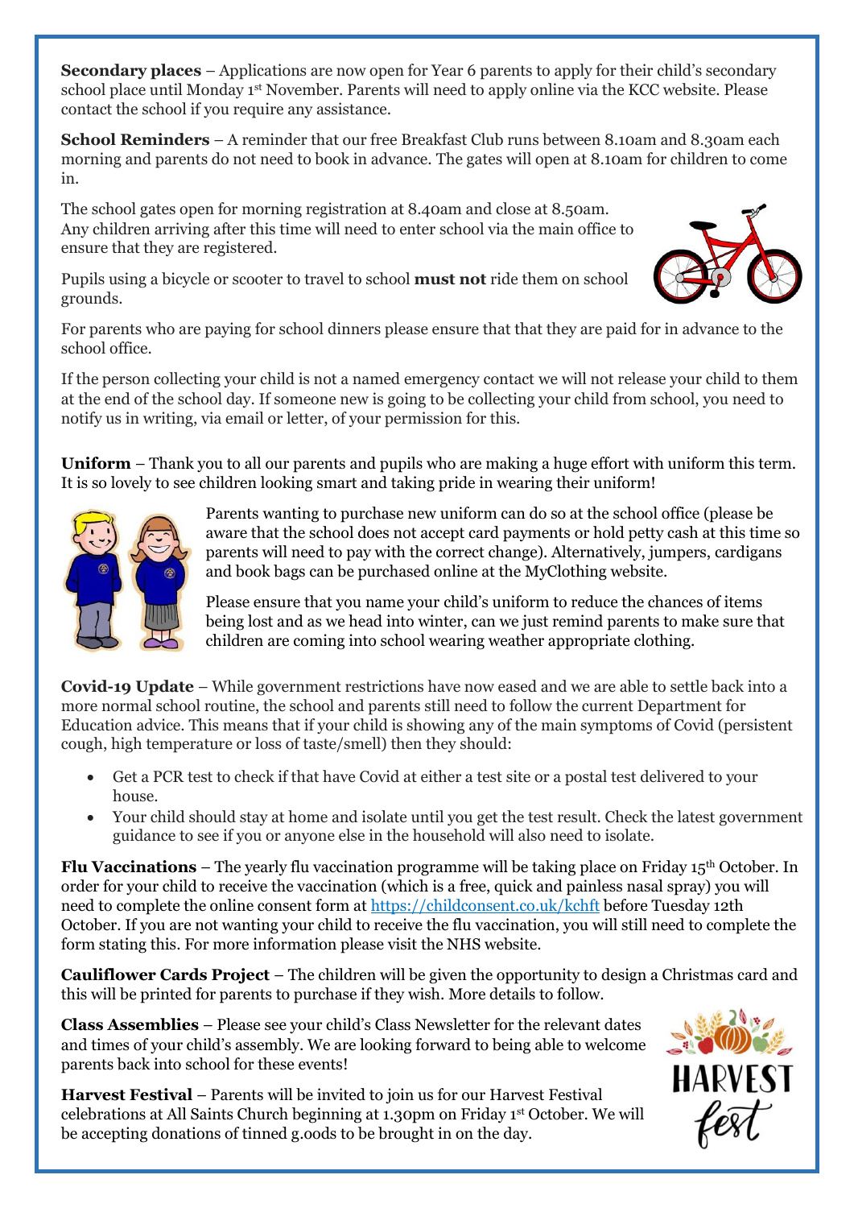**Secondary places** – Applications are now open for Year 6 parents to apply for their child's secondary school place until Monday 1st November. Parents will need to apply online via the KCC website. Please contact the school if you require any assistance.

**School Reminders** – A reminder that our free Breakfast Club runs between 8.10am and 8.30am each morning and parents do not need to book in advance. The gates will open at 8.10am for children to come in.

The school gates open for morning registration at 8.40am and close at 8.50am. Any children arriving after this time will need to enter school via the main office to ensure that they are registered.

Pupils using a bicycle or scooter to travel to school **must not** ride them on school grounds.

For parents who are paying for school dinners please ensure that that they are paid for in advance to the school office.

If the person collecting your child is not a named emergency contact we will not release your child to them at the end of the school day. If someone new is going to be collecting your child from school, you need to notify us in writing, via email or letter, of your permission for this.

**Uniform** – Thank you to all our parents and pupils who are making a huge effort with uniform this term. It is so lovely to see children looking smart and taking pride in wearing their uniform!

Parents wanting to purchase new uniform can do so at the school office (please be aware that the school does not accept card payments or hold petty cash at this time so parents will need to pay with the correct change). Alternatively, jumpers, cardigans and book bags can be purchased online at the MyClothing website.

Please ensure that you name your child's uniform to reduce the chances of items being lost and as we head into winter, can we just remind parents to make sure that children are coming into school wearing weather appropriate clothing.

**Covid-19 Update** – While government restrictions have now eased and we are able to settle back into a more normal school routine, the school and parents still need to follow the current Department for Education advice. This means that if your child is showing any of the main symptoms of Covid (persistent cough, high temperature or loss of taste/smell) then they should:

- Get a PCR test to check if that have Covid at either a test site or a postal test delivered to your house.
- Your child should stay at home and isolate until you get the test result. Check the latest government guidance to see if you or anyone else in the household will also need to isolate.

**Flu Vaccinations** – The yearly flu vaccination programme will be taking place on Friday 15th October. In order for your child to receive the vaccination (which is a free, quick and painless nasal spray) you will need to complete the online consent form at https://childconsent.co.uk/kchft before Tuesday 12th October. If you are not wanting your child to receive the flu vaccination, you will still need to complete the form stating this. For more information please visit the NHS website.

**Cauliflower Cards Project** – The children will be given the opportunity to design a Christmas card and this will be printed for parents to purchase if they wish. More details to follow.

**Class Assemblies** – Please see your child's Class Newsletter for the relevant dates and times of your child's assembly. We are looking forward to being able to welcome parents back into school for these events!

**Harvest Festival** – Parents will be invited to join us for our Harvest Festival celebrations at All Saints Church beginning at 1.30pm on Friday 1st October. We will be accepting donations of tinned g.oods to be brought in on the day.